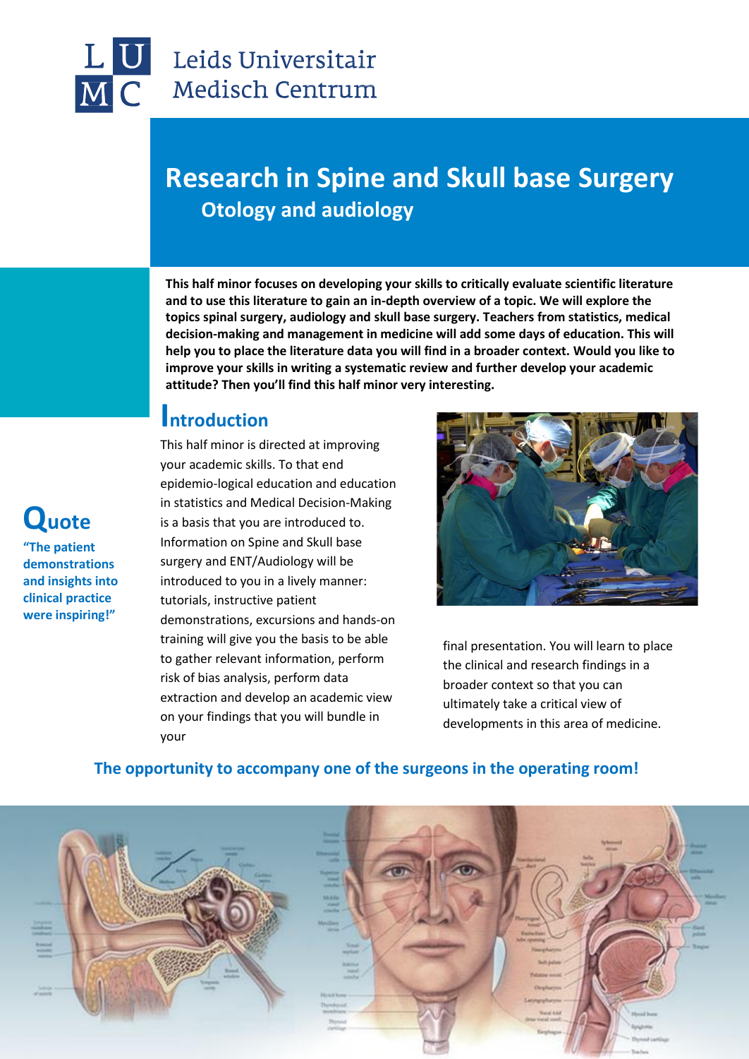Leids Universitair Medisch Centrum

# Research in Spine and Skull base Surgery

## Otology and audiology

**This half minor focuses on developing your skills to critically evaluate scientific literature and to use this literature to gain an in-depth overview of a topic. We will explore the topics spinal surgery, audiology and skull base surgery. Teachers from statistics, medical decision-making and management in medicine will add some days of education. This will help you to place the literature data you will find in a broader context. Would you like to improve your skills in writing a systematic review and further develop your academic attitude? Then you'll find this half minor very interesting.**

## Introduction

This half minor is directed at improving your academic skills. To that end epidemio-logical education and education in statistics and Medical Decision-Making is a basis that you are introduced to. Information on Spine and Skull base surgery and ENT/Audiology will be introduced to you in a lively manner: tutorials, instructive patient demonstrations, excursions and hands-on training will give you the basis to be able to gather relevant information, perform risk of bias analysis, perform data extraction and develop an academic view on your findings that you will bundle in your final presentation. You will learn to place the clinical and research findings in a broader context so that you can ultimately take a critical view of developments in this area of medicine.

## Quote

**"The patient demonstrations and insights into clinical practice were inspiring!"**

**The opportunity to accompany one of the surgeons in the operating room!**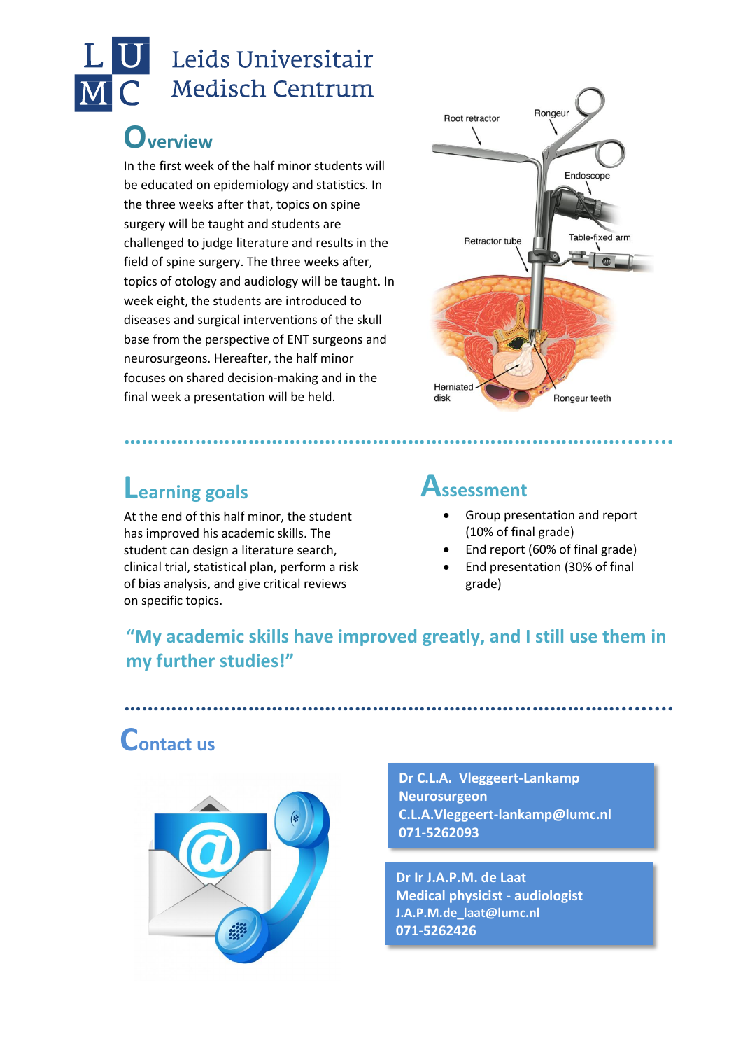Leids Universitair Medisch Centrum

## Overview

In the first week of the half minor students will be educated on epidemiology and statistics. In the three weeks after that, topics on spine surgery will be taught and students are challenged to judge literature and results in the field of spine surgery. The three weeks after, topics of otology and audiology will be taught. In week eight, the students are introduced to diseases and surgical interventions of the skull base from the perspective of ENT surgeons and neurosurgeons. Hereafter, the half minor focuses on shared decision-making and in the final week a presentation will be held.

Root retractor
Rongeur
Endoscope
Retractor tube
Table-fixed arm
Herniated disk
Rongeur teeth

## Learning goals

At the end of this half minor, the student has improved his academic skills. The student can design a literature search, clinical trial, statistical plan, perform a risk of bias analysis, and give critical reviews on specific topics.

## Assessment

- Group presentation and report (10% of final grade)
- End report (60% of final grade)
- End presentation (30% of final grade)

**"My academic skills have improved greatly, and I still use them in my further studies!"**

## Contact us

**Dr C.L.A. Vleggeert-Lankamp**
**Neurosurgeon**
**C.L.A.Vleggeert-lankamp@lumc.nl**
**071-5262093**

**Dr Ir J.A.P.M. de Laat**
**Medical physicist - audiologist**
**J.A.P.M.de_laat@lumc.nl**
**071-5262426**